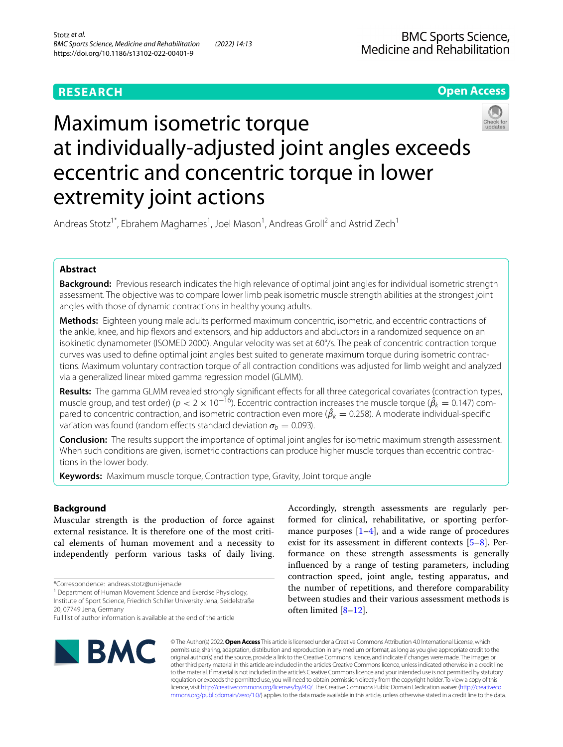RESEARCH

Open Access

# Maximum isometric torque at individually-adjusted joint angles exceeds eccentric and concentric torque in lower extremity joint actions

Andreas Stotz[1*], Ebrahem Maghames[1], Joel Mason[1], Andreas Groll[2] and Astrid Zech[1]

## Abstract

**Background:** Previous research indicates the high relevance of optimal joint angles for individual isometric strength assessment. The objective was to compare lower limb peak isometric muscle strength abilities at the strongest joint angles with those of dynamic contractions in healthy young adults.

**Methods:** Eighteen young male adults performed maximum concentric, isometric, and eccentric contractions of the ankle, knee, and hip flexors and extensors, and hip adductors and abductors in a randomized sequence on an isokinetic dynamometer (ISOMED 2000). Angular velocity was set at 60°/s. The peak of concentric contraction torque curves was used to define optimal joint angles best suited to generate maximum torque during isometric contractions. Maximum voluntary contraction torque of all contraction conditions was adjusted for limb weight and analyzed via a generalized linear mixed gamma regression model (GLMM).

**Results:** The gamma GLMM revealed strongly significant effects for all three categorical covariates (contraction types, muscle group, and test order) ($p < 2 \times 10^{-16}$). Eccentric contraction increases the muscle torque ($\hat{\beta}_k = 0.147$) compared to concentric contraction, and isometric contraction even more ($\hat{\beta}_k = 0.258$). A moderate individual-specific variation was found (random effects standard deviation $\sigma_b = 0.093$).

**Conclusion:** The results support the importance of optimal joint angles for isometric maximum strength assessment. When such conditions are given, isometric contractions can produce higher muscle torques than eccentric contractions in the lower body.

**Keywords:** Maximum muscle torque, Contraction type, Gravity, Joint torque angle

## Background

Muscular strength is the production of force against external resistance. It is therefore one of the most critical elements of human movement and a necessity to independently perform various tasks of daily living. Accordingly, strength assessments are regularly performed for clinical, rehabilitative, or sporting performance purposes [1–4], and a wide range of procedures exist for its assessment in different contexts [5–8]. Performance on these strength assessments is generally influenced by a range of testing parameters, including contraction speed, joint angle, testing apparatus, and the number of repetitions, and therefore comparability between studies and their various assessment methods is often limited [8–12].

*Correspondence: andreas.stotz@uni-jena.de

[1] Department of Human Movement Science and Exercise Physiology, Institute of Sport Science, Friedrich Schiller University Jena, Seidelstraße 20, 07749 Jena, Germany

Full list of author information is available at the end of the article

© The Author(s) 2022. **Open Access** This article is licensed under a Creative Commons Attribution 4.0 International License, which permits use, sharing, adaptation, distribution and reproduction in any medium or format, as long as you give appropriate credit to the original author(s) and the source, provide a link to the Creative Commons licence, and indicate if changes were made. The images or other third party material in this article are included in the article's Creative Commons licence, unless indicated otherwise in a credit line to the material. If material is not included in the article's Creative Commons licence and your intended use is not permitted by statutory regulation or exceeds the permitted use, you will need to obtain permission directly from the copyright holder. To view a copy of this licence, visit http://creativecommons.org/licenses/by/4.0/. The Creative Commons Public Domain Dedication waiver (http://creativecommons.org/publicdomain/zero/1.0/) applies to the data made available in this article, unless otherwise stated in a credit line to the data.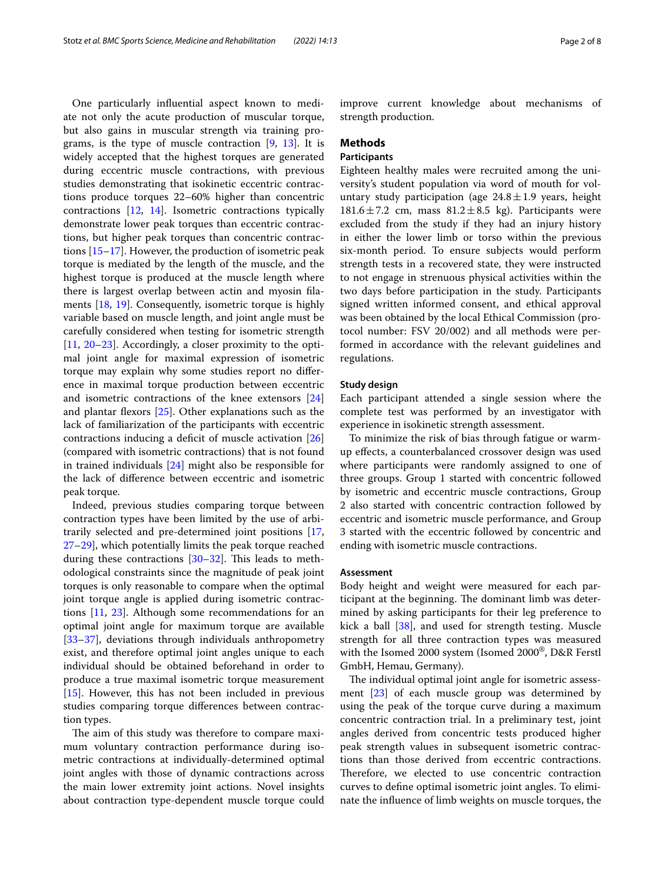One particularly influential aspect known to mediate not only the acute production of muscular torque, but also gains in muscular strength via training programs, is the type of muscle contraction [9, 13]. It is widely accepted that the highest torques are generated during eccentric muscle contractions, with previous studies demonstrating that isokinetic eccentric contractions produce torques 22–60% higher than concentric contractions [12, 14]. Isometric contractions typically demonstrate lower peak torques than eccentric contractions, but higher peak torques than concentric contractions [15–17]. However, the production of isometric peak torque is mediated by the length of the muscle, and the highest torque is produced at the muscle length where there is largest overlap between actin and myosin filaments [18, 19]. Consequently, isometric torque is highly variable based on muscle length, and joint angle must be carefully considered when testing for isometric strength [11, 20–23]. Accordingly, a closer proximity to the optimal joint angle for maximal expression of isometric torque may explain why some studies report no difference in maximal torque production between eccentric and isometric contractions of the knee extensors [24] and plantar flexors [25]. Other explanations such as the lack of familiarization of the participants with eccentric contractions inducing a deficit of muscle activation [26] (compared with isometric contractions) that is not found in trained individuals [24] might also be responsible for the lack of difference between eccentric and isometric peak torque.

Indeed, previous studies comparing torque between contraction types have been limited by the use of arbitrarily selected and pre-determined joint positions [17, 27–29], which potentially limits the peak torque reached during these contractions [30–32]. This leads to methodological constraints since the magnitude of peak joint torques is only reasonable to compare when the optimal joint torque angle is applied during isometric contractions [11, 23]. Although some recommendations for an optimal joint angle for maximum torque are available [33–37], deviations through individuals anthropometry exist, and therefore optimal joint angles unique to each individual should be obtained beforehand in order to produce a true maximal isometric torque measurement [15]. However, this has not been included in previous studies comparing torque differences between contraction types.

The aim of this study was therefore to compare maximum voluntary contraction performance during isometric contractions at individually-determined optimal joint angles with those of dynamic contractions across the main lower extremity joint actions. Novel insights about contraction type-dependent muscle torque could improve current knowledge about mechanisms of strength production.

## Methods

### Participants

Eighteen healthy males were recruited among the university's student population via word of mouth for voluntary study participation (age 24.8 ± 1.9 years, height 181.6 ± 7.2 cm, mass 81.2 ± 8.5 kg). Participants were excluded from the study if they had an injury history in either the lower limb or torso within the previous six-month period. To ensure subjects would perform strength tests in a recovered state, they were instructed to not engage in strenuous physical activities within the two days before participation in the study. Participants signed written informed consent, and ethical approval was been obtained by the local Ethical Commission (protocol number: FSV 20/002) and all methods were performed in accordance with the relevant guidelines and regulations.

### Study design

Each participant attended a single session where the complete test was performed by an investigator with experience in isokinetic strength assessment.

To minimize the risk of bias through fatigue or warm-up effects, a counterbalanced crossover design was used where participants were randomly assigned to one of three groups. Group 1 started with concentric followed by isometric and eccentric muscle contractions, Group 2 also started with concentric contraction followed by eccentric and isometric muscle performance, and Group 3 started with the eccentric followed by concentric and ending with isometric muscle contractions.

### Assessment

Body height and weight were measured for each participant at the beginning. The dominant limb was determined by asking participants for their leg preference to kick a ball [38], and used for strength testing. Muscle strength for all three contraction types was measured with the Isomed 2000 system (Isomed 2000®, D&R Ferstl GmbH, Hemau, Germany).

The individual optimal joint angle for isometric assessment [23] of each muscle group was determined by using the peak of the torque curve during a maximum concentric contraction trial. In a preliminary test, joint angles derived from concentric tests produced higher peak strength values in subsequent isometric contractions than those derived from eccentric contractions. Therefore, we elected to use concentric contraction curves to define optimal isometric joint angles. To eliminate the influence of limb weights on muscle torques, the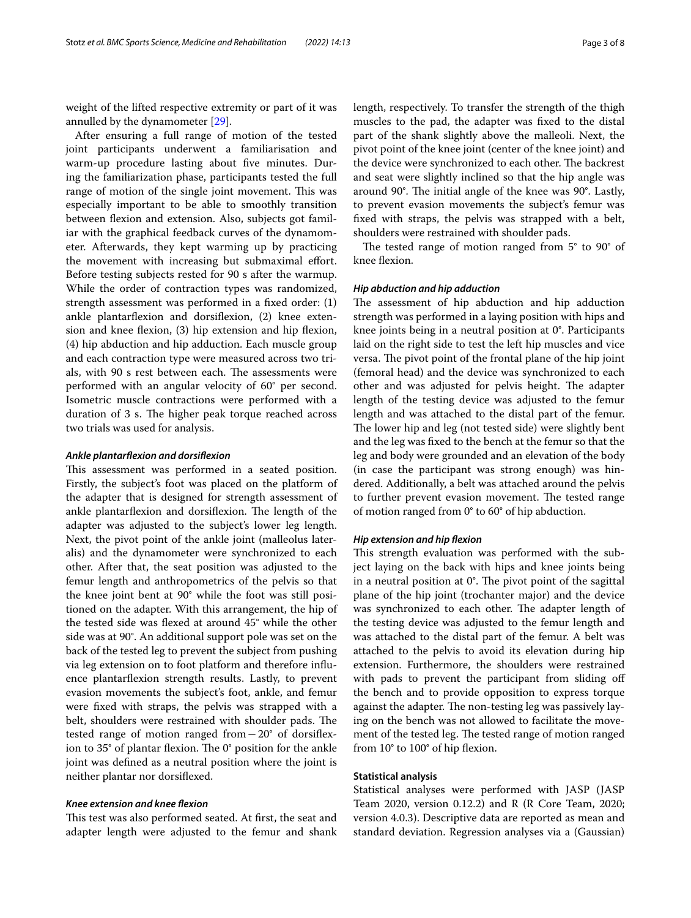weight of the lifted respective extremity or part of it was annulled by the dynamometer [29].

After ensuring a full range of motion of the tested joint participants underwent a familiarisation and warm-up procedure lasting about five minutes. During the familiarization phase, participants tested the full range of motion of the single joint movement. This was especially important to be able to smoothly transition between flexion and extension. Also, subjects got familiar with the graphical feedback curves of the dynamometer. Afterwards, they kept warming up by practicing the movement with increasing but submaximal effort. Before testing subjects rested for 90 s after the warmup. While the order of contraction types was randomized, strength assessment was performed in a fixed order: (1) ankle plantarflexion and dorsiflexion, (2) knee extension and knee flexion, (3) hip extension and hip flexion, (4) hip abduction and hip adduction. Each muscle group and each contraction type were measured across two trials, with 90 s rest between each. The assessments were performed with an angular velocity of 60° per second. Isometric muscle contractions were performed with a duration of 3 s. The higher peak torque reached across two trials was used for analysis.

#### *Ankle plantarflexion and dorsiflexion*

This assessment was performed in a seated position. Firstly, the subject's foot was placed on the platform of the adapter that is designed for strength assessment of ankle plantarflexion and dorsiflexion. The length of the adapter was adjusted to the subject's lower leg length. Next, the pivot point of the ankle joint (malleolus lateralis) and the dynamometer were synchronized to each other. After that, the seat position was adjusted to the femur length and anthropometrics of the pelvis so that the knee joint bent at 90° while the foot was still positioned on the adapter. With this arrangement, the hip of the tested side was flexed at around 45° while the other side was at 90°. An additional support pole was set on the back of the tested leg to prevent the subject from pushing via leg extension on to foot platform and therefore influence plantarflexion strength results. Lastly, to prevent evasion movements the subject's foot, ankle, and femur were fixed with straps, the pelvis was strapped with a belt, shoulders were restrained with shoulder pads. The tested range of motion ranged from −20° of dorsiflexion to 35° of plantar flexion. The 0° position for the ankle joint was defined as a neutral position where the joint is neither plantar nor dorsiflexed.

#### *Knee extension and knee flexion*

This test was also performed seated. At first, the seat and adapter length were adjusted to the femur and shank length, respectively. To transfer the strength of the thigh muscles to the pad, the adapter was fixed to the distal part of the shank slightly above the malleoli. Next, the pivot point of the knee joint (center of the knee joint) and the device were synchronized to each other. The backrest and seat were slightly inclined so that the hip angle was around 90°. The initial angle of the knee was 90°. Lastly, to prevent evasion movements the subject's femur was fixed with straps, the pelvis was strapped with a belt, shoulders were restrained with shoulder pads.

The tested range of motion ranged from 5° to 90° of knee flexion.

#### *Hip abduction and hip adduction*

The assessment of hip abduction and hip adduction strength was performed in a laying position with hips and knee joints being in a neutral position at 0°. Participants laid on the right side to test the left hip muscles and vice versa. The pivot point of the frontal plane of the hip joint (femoral head) and the device was synchronized to each other and was adjusted for pelvis height. The adapter length of the testing device was adjusted to the femur length and was attached to the distal part of the femur. The lower hip and leg (not tested side) were slightly bent and the leg was fixed to the bench at the femur so that the leg and body were grounded and an elevation of the body (in case the participant was strong enough) was hindered. Additionally, a belt was attached around the pelvis to further prevent evasion movement. The tested range of motion ranged from 0° to 60° of hip abduction.

#### *Hip extension and hip flexion*

This strength evaluation was performed with the subject laying on the back with hips and knee joints being in a neutral position at 0°. The pivot point of the sagittal plane of the hip joint (trochanter major) and the device was synchronized to each other. The adapter length of the testing device was adjusted to the femur length and was attached to the distal part of the femur. A belt was attached to the pelvis to avoid its elevation during hip extension. Furthermore, the shoulders were restrained with pads to prevent the participant from sliding off the bench and to provide opposition to express torque against the adapter. The non-testing leg was passively laying on the bench was not allowed to facilitate the movement of the tested leg. The tested range of motion ranged from 10° to 100° of hip flexion.

### Statistical analysis

Statistical analyses were performed with JASP (JASP Team 2020, version 0.12.2) and R (R Core Team, 2020; version 4.0.3). Descriptive data are reported as mean and standard deviation. Regression analyses via a (Gaussian)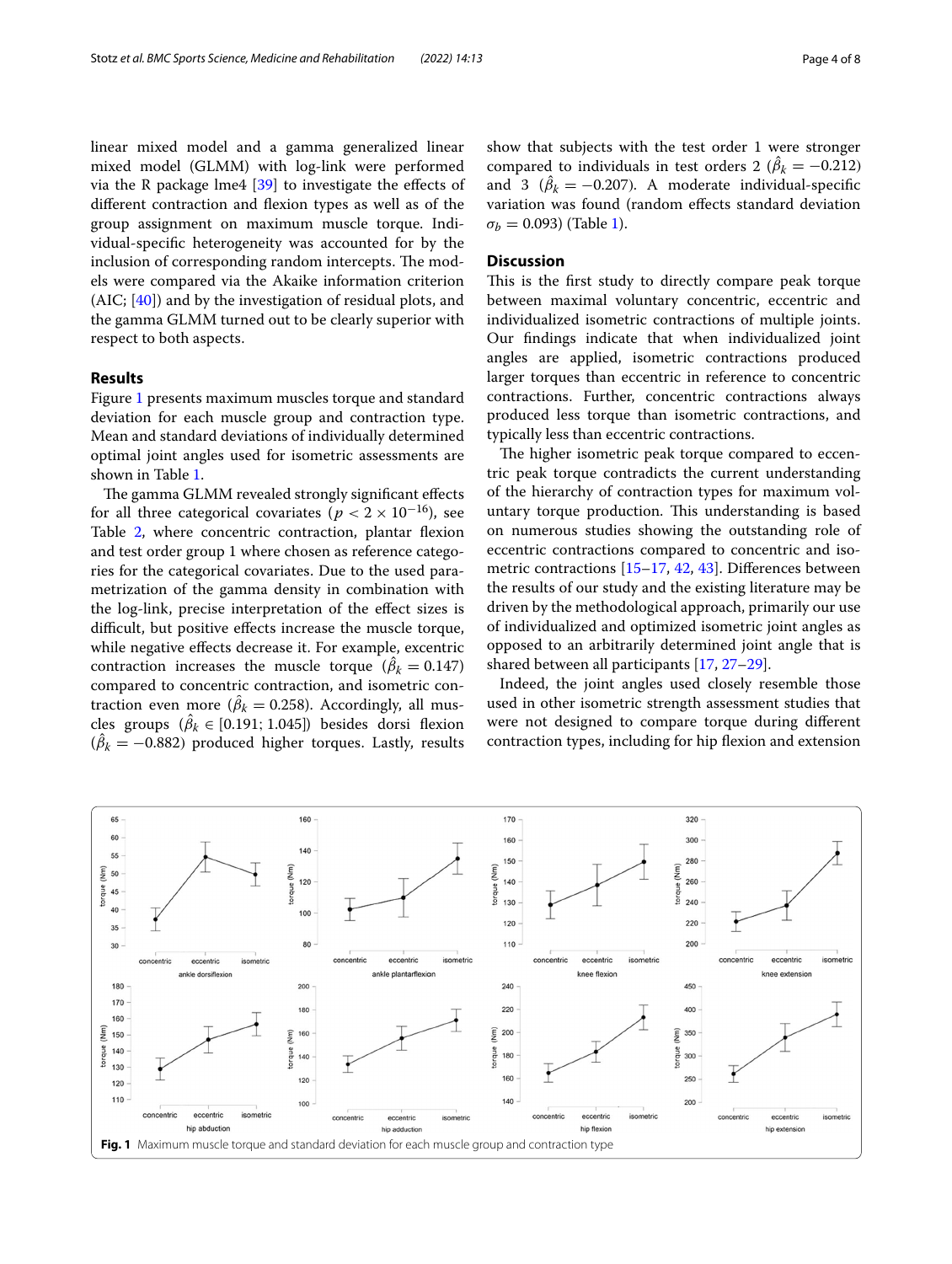linear mixed model and a gamma generalized linear mixed model (GLMM) with log-link were performed via the R package lme4 [39] to investigate the effects of different contraction and flexion types as well as of the group assignment on maximum muscle torque. Individual-specific heterogeneity was accounted for by the inclusion of corresponding random intercepts. The models were compared via the Akaike information criterion (AIC; [40]) and by the investigation of residual plots, and the gamma GLMM turned out to be clearly superior with respect to both aspects.

## Results

Figure 1 presents maximum muscles torque and standard deviation for each muscle group and contraction type. Mean and standard deviations of individually determined optimal joint angles used for isometric assessments are shown in Table 1.

The gamma GLMM revealed strongly significant effects for all three categorical covariates ($p < 2 \times 10^{-16}$), see Table 2, where concentric contraction, plantar flexion and test order group 1 where chosen as reference categories for the categorical covariates. Due to the used parametrization of the gamma density in combination with the log-link, precise interpretation of the effect sizes is difficult, but positive effects increase the muscle torque, while negative effects decrease it. For example, excentric contraction increases the muscle torque ($\hat{\beta}_k = 0.147$) compared to concentric contraction, and isometric contraction even more ($\hat{\beta}_k = 0.258$). Accordingly, all muscles groups ($\hat{\beta}_k \in [0.191; 1.045]$) besides dorsi flexion ($\hat{\beta}_k = -0.882$) produced higher torques. Lastly, results show that subjects with the test order 1 were stronger compared to individuals in test orders 2 ($\hat{\beta}_k = -0.212$) and 3 ($\hat{\beta}_k = -0.207$). A moderate individual-specific variation was found (random effects standard deviation $\sigma_b = 0.093$) (Table 1).

## Discussion

This is the first study to directly compare peak torque between maximal voluntary concentric, eccentric and individualized isometric contractions of multiple joints. Our findings indicate that when individualized joint angles are applied, isometric contractions produced larger torques than eccentric in reference to concentric contractions. Further, concentric contractions always produced less torque than isometric contractions, and typically less than eccentric contractions.

The higher isometric peak torque compared to eccentric peak torque contradicts the current understanding of the hierarchy of contraction types for maximum voluntary torque production. This understanding is based on numerous studies showing the outstanding role of eccentric contractions compared to concentric and isometric contractions [15–17, 42, 43]. Differences between the results of our study and the existing literature may be driven by the methodological approach, primarily our use of individualized and optimized isometric joint angles as opposed to an arbitrarily determined joint angle that is shared between all participants [17, 27–29].

Indeed, the joint angles used closely resemble those used in other isometric strength assessment studies that were not designed to compare torque during different contraction types, including for hip flexion and extension

**Fig. 1** Maximum muscle torque and standard deviation for each muscle group and contraction type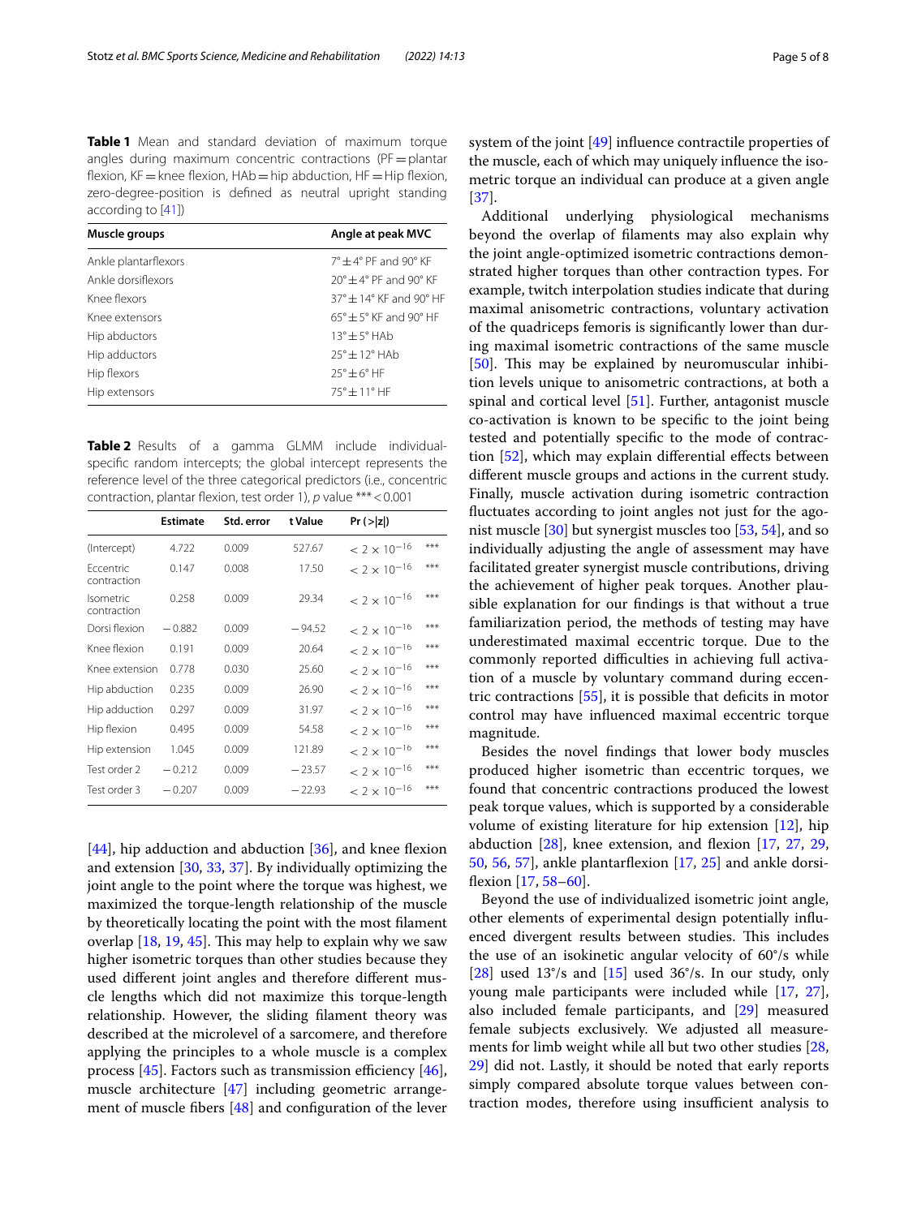**Table 1** Mean and standard deviation of maximum torque angles during maximum concentric contractions (PF = plantar flexion, KF = knee flexion, HAb = hip abduction, HF = Hip flexion, zero-degree-position is defined as neutral upright standing according to [41])

| Muscle groups | Angle at peak MVC |
|---|---|
| Ankle plantarflexors | 7° ± 4° PF and 90° KF |
| Ankle dorsiflexors | 20° ± 4° PF and 90° KF |
| Knee flexors | 37° ± 14° KF and 90° HF |
| Knee extensors | 65° ± 5° KF and 90° HF |
| Hip abductors | 13° ± 5° HAb |
| Hip adductors | 25° ± 12° HAb |
| Hip flexors | 25° ± 6° HF |
| Hip extensors | 75° ± 11° HF |

**Table 2** Results of a gamma GLMM include individual-specific random intercepts; the global intercept represents the reference level of the three categorical predictors (i.e., concentric contraction, plantar flexion, test order 1), *p* value *** < 0.001

| | Estimate | Std. error | t Value | Pr (>\|z\|) | |
|---|---|---|---|---|---|
| (Intercept) | 4.722 | 0.009 | 527.67 | $< 2 \times 10^{-16}$ | *** |
| Eccentric contraction | 0.147 | 0.008 | 17.50 | $< 2 \times 10^{-16}$ | *** |
| Isometric contraction | 0.258 | 0.009 | 29.34 | $< 2 \times 10^{-16}$ | *** |
| Dorsi flexion | −0.882 | 0.009 | −94.52 | $< 2 \times 10^{-16}$ | *** |
| Knee flexion | 0.191 | 0.009 | 20.64 | $< 2 \times 10^{-16}$ | *** |
| Knee extension | 0.778 | 0.030 | 25.60 | $< 2 \times 10^{-16}$ | *** |
| Hip abduction | 0.235 | 0.009 | 26.90 | $< 2 \times 10^{-16}$ | *** |
| Hip adduction | 0.297 | 0.009 | 31.97 | $< 2 \times 10^{-16}$ | *** |
| Hip flexion | 0.495 | 0.009 | 54.58 | $< 2 \times 10^{-16}$ | *** |
| Hip extension | 1.045 | 0.009 | 121.89 | $< 2 \times 10^{-16}$ | *** |
| Test order 2 | −0.212 | 0.009 | −23.57 | $< 2 \times 10^{-16}$ | *** |
| Test order 3 | −0.207 | 0.009 | −22.93 | $< 2 \times 10^{-16}$ | *** |

[44], hip adduction and abduction [36], and knee flexion and extension [30, 33, 37]. By individually optimizing the joint angle to the point where the torque was highest, we maximized the torque-length relationship of the muscle by theoretically locating the point with the most filament overlap [18, 19, 45]. This may help to explain why we saw higher isometric torques than other studies because they used different joint angles and therefore different muscle lengths which did not maximize this torque-length relationship. However, the sliding filament theory was described at the microlevel of a sarcomere, and therefore applying the principles to a whole muscle is a complex process [45]. Factors such as transmission efficiency [46], muscle architecture [47] including geometric arrangement of muscle fibers [48] and configuration of the lever system of the joint [49] influence contractile properties of the muscle, each of which may uniquely influence the isometric torque an individual can produce at a given angle [37].

Additional underlying physiological mechanisms beyond the overlap of filaments may also explain why the joint angle-optimized isometric contractions demonstrated higher torques than other contraction types. For example, twitch interpolation studies indicate that during maximal anisometric contractions, voluntary activation of the quadriceps femoris is significantly lower than during maximal isometric contractions of the same muscle [50]. This may be explained by neuromuscular inhibition levels unique to anisometric contractions, at both a spinal and cortical level [51]. Further, antagonist muscle co-activation is known to be specific to the joint being tested and potentially specific to the mode of contraction [52], which may explain differential effects between different muscle groups and actions in the current study. Finally, muscle activation during isometric contraction fluctuates according to joint angles not just for the agonist muscle [30] but synergist muscles too [53, 54], and so individually adjusting the angle of assessment may have facilitated greater synergist muscle contributions, driving the achievement of higher peak torques. Another plausible explanation for our findings is that without a true familiarization period, the methods of testing may have underestimated maximal eccentric torque. Due to the commonly reported difficulties in achieving full activation of a muscle by voluntary command during eccentric contractions [55], it is possible that deficits in motor control may have influenced maximal eccentric torque magnitude.

Besides the novel findings that lower body muscles produced higher isometric than eccentric torques, we found that concentric contractions produced the lowest peak torque values, which is supported by a considerable volume of existing literature for hip extension [12], hip abduction [28], knee extension, and flexion [17, 27, 29, 50, 56, 57], ankle plantarflexion [17, 25] and ankle dorsiflexion [17, 58–60].

Beyond the use of individualized isometric joint angle, other elements of experimental design potentially influenced divergent results between studies. This includes the use of an isokinetic angular velocity of 60°/s while [28] used 13°/s and [15] used 36°/s. In our study, only young male participants were included while [17, 27], also included female participants, and [29] measured female subjects exclusively. We adjusted all measurements for limb weight while all but two other studies [28, 29] did not. Lastly, it should be noted that early reports simply compared absolute torque values between contraction modes, therefore using insufficient analysis to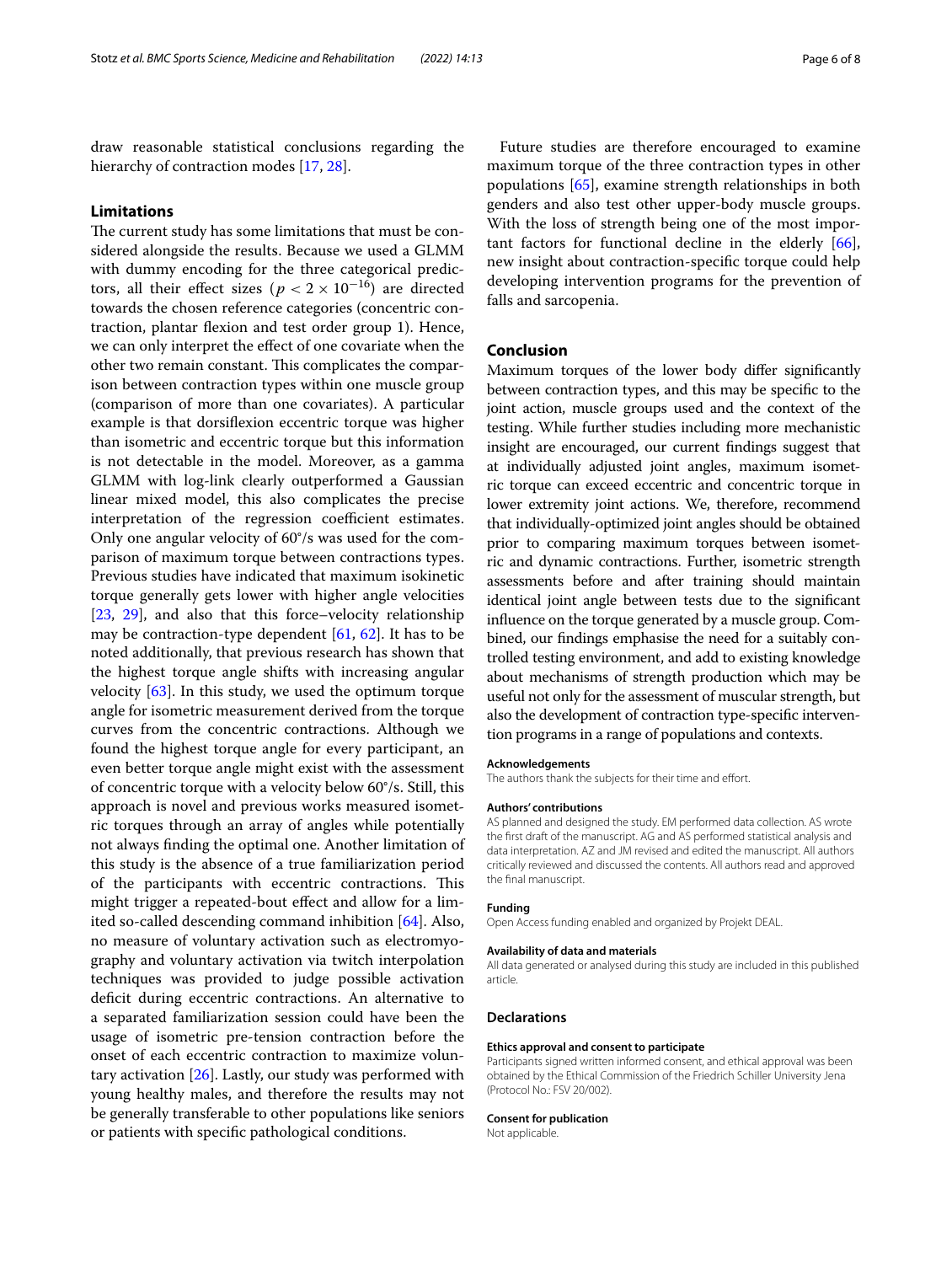draw reasonable statistical conclusions regarding the hierarchy of contraction modes [17, 28].

## Limitations

The current study has some limitations that must be considered alongside the results. Because we used a GLMM with dummy encoding for the three categorical predictors, all their effect sizes ($p < 2 \times 10^{-16}$) are directed towards the chosen reference categories (concentric contraction, plantar flexion and test order group 1). Hence, we can only interpret the effect of one covariate when the other two remain constant. This complicates the comparison between contraction types within one muscle group (comparison of more than one covariates). A particular example is that dorsiflexion eccentric torque was higher than isometric and eccentric torque but this information is not detectable in the model. Moreover, as a gamma GLMM with log-link clearly outperformed a Gaussian linear mixed model, this also complicates the precise interpretation of the regression coefficient estimates. Only one angular velocity of 60°/s was used for the comparison of maximum torque between contractions types. Previous studies have indicated that maximum isokinetic torque generally gets lower with higher angle velocities [23, 29], and also that this force–velocity relationship may be contraction-type dependent [61, 62]. It has to be noted additionally, that previous research has shown that the highest torque angle shifts with increasing angular velocity [63]. In this study, we used the optimum torque angle for isometric measurement derived from the torque curves from the concentric contractions. Although we found the highest torque angle for every participant, an even better torque angle might exist with the assessment of concentric torque with a velocity below 60°/s. Still, this approach is novel and previous works measured isometric torques through an array of angles while potentially not always finding the optimal one. Another limitation of this study is the absence of a true familiarization period of the participants with eccentric contractions. This might trigger a repeated-bout effect and allow for a limited so-called descending command inhibition [64]. Also, no measure of voluntary activation such as electromyography and voluntary activation via twitch interpolation techniques was provided to judge possible activation deficit during eccentric contractions. An alternative to a separated familiarization session could have been the usage of isometric pre-tension contraction before the onset of each eccentric contraction to maximize voluntary activation [26]. Lastly, our study was performed with young healthy males, and therefore the results may not be generally transferable to other populations like seniors or patients with specific pathological conditions.

Future studies are therefore encouraged to examine maximum torque of the three contraction types in other populations [65], examine strength relationships in both genders and also test other upper-body muscle groups. With the loss of strength being one of the most important factors for functional decline in the elderly [66], new insight about contraction-specific torque could help developing intervention programs for the prevention of falls and sarcopenia.

## Conclusion

Maximum torques of the lower body differ significantly between contraction types, and this may be specific to the joint action, muscle groups used and the context of the testing. While further studies including more mechanistic insight are encouraged, our current findings suggest that at individually adjusted joint angles, maximum isometric torque can exceed eccentric and concentric torque in lower extremity joint actions. We, therefore, recommend that individually-optimized joint angles should be obtained prior to comparing maximum torques between isometric and dynamic contractions. Further, isometric strength assessments before and after training should maintain identical joint angle between tests due to the significant influence on the torque generated by a muscle group. Combined, our findings emphasise the need for a suitably controlled testing environment, and add to existing knowledge about mechanisms of strength production which may be useful not only for the assessment of muscular strength, but also the development of contraction type-specific intervention programs in a range of populations and contexts.

#### Acknowledgements

The authors thank the subjects for their time and effort.

#### Authors' contributions

AS planned and designed the study. EM performed data collection. AS wrote the first draft of the manuscript. AG and AS performed statistical analysis and data interpretation. AZ and JM revised and edited the manuscript. All authors critically reviewed and discussed the contents. All authors read and approved the final manuscript.

#### Funding

Open Access funding enabled and organized by Projekt DEAL.

#### Availability of data and materials

All data generated or analysed during this study are included in this published article.

## Declarations

#### Ethics approval and consent to participate

Participants signed written informed consent, and ethical approval was been obtained by the Ethical Commission of the Friedrich Schiller University Jena (Protocol No.: FSV 20/002).

#### Consent for publication

Not applicable.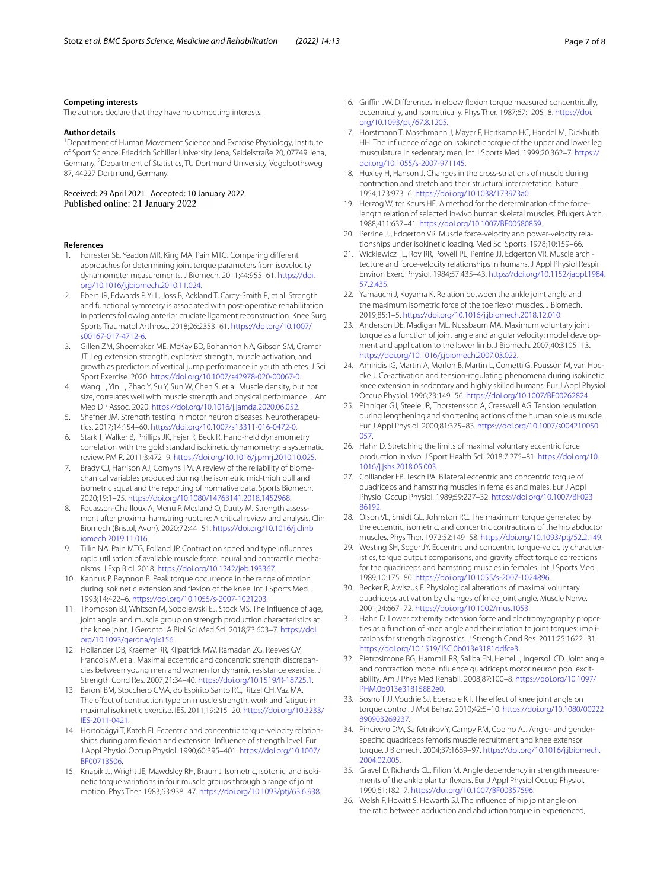**Competing interests**

The authors declare that they have no competing interests.

**Author details**

[1]Department of Human Movement Science and Exercise Physiology, Institute of Sport Science, Friedrich Schiller University Jena, Seidelstraße 20, 07749 Jena, Germany. [2]Department of Statistics, TU Dortmund University, Vogelpothsweg 87, 44227 Dortmund, Germany.

Received: 29 April 2021 Accepted: 10 January 2022
Published online: 21 January 2022

**References**

1. Forrester SE, Yeadon MR, King MA, Pain MTG. Comparing different approaches for determining joint torque parameters from isovelocity dynamometer measurements. J Biomech. 2011;44:955–61. https://doi.org/10.1016/j.jbiomech.2010.11.024.
2. Ebert JR, Edwards P, Yi L, Joss B, Ackland T, Carey-Smith R, et al. Strength and functional symmetry is associated with post-operative rehabilitation in patients following anterior cruciate ligament reconstruction. Knee Surg Sports Traumatol Arthrosc. 2018;26:2353–61. https://doi.org/10.1007/s00167-017-4712-6.
3. Gillen ZM, Shoemaker ME, McKay BD, Bohannon NA, Gibson SM, Cramer JT. Leg extension strength, explosive strength, muscle activation, and growth as predictors of vertical jump performance in youth athletes. J Sci Sport Exercise. 2020. https://doi.org/10.1007/s42978-020-00067-0.
4. Wang L, Yin L, Zhao Y, Su Y, Sun W, Chen S, et al. Muscle density, but not size, correlates well with muscle strength and physical performance. J Am Med Dir Assoc. 2020. https://doi.org/10.1016/j.jamda.2020.06.052.
5. Shefner JM. Strength testing in motor neuron diseases. Neurotherapeutics. 2017;14:154–60. https://doi.org/10.1007/s13311-016-0472-0.
6. Stark T, Walker B, Phillips JK, Fejer R, Beck R. Hand-held dynamometry correlation with the gold standard isokinetic dynamometry: a systematic review. PM R. 2011;3:472–9. https://doi.org/10.1016/j.pmrj.2010.10.025.
7. Brady CJ, Harrison AJ, Comyns TM. A review of the reliability of biomechanical variables produced during the isometric mid-thigh pull and isometric squat and the reporting of normative data. Sports Biomech. 2020;19:1–25. https://doi.org/10.1080/14763141.2018.1452968.
8. Fouasson-Chailloux A, Menu P, Mesland O, Dauty M. Strength assessment after proximal hamstring rupture: A critical review and analysis. Clin Biomech (Bristol, Avon). 2020;72:44–51. https://doi.org/10.1016/j.clinbiomech.2019.11.016.
9. Tillin NA, Pain MTG, Folland JP. Contraction speed and type influences rapid utilisation of available muscle force: neural and contractile mechanisms. J Exp Biol. 2018. https://doi.org/10.1242/jeb.193367.
10. Kannus P, Beynnon B. Peak torque occurrence in the range of motion during isokinetic extension and flexion of the knee. Int J Sports Med. 1993;14:422–6. https://doi.org/10.1055/s-2007-1021203.
11. Thompson BJ, Whitson M, Sobolewski EJ, Stock MS. The Influence of age, joint angle, and muscle group on strength production characteristics at the knee joint. J Gerontol A Biol Sci Med Sci. 2018;73:603–7. https://doi.org/10.1093/gerona/glx156.
12. Hollander DB, Kraemer RR, Kilpatrick MW, Ramadan ZG, Reeves GV, Francois M, et al. Maximal eccentric and concentric strength discrepancies between young men and women for dynamic resistance exercise. J Strength Cond Res. 2007;21:34–40. https://doi.org/10.1519/R-18725.1.
13. Baroni BM, Stocchero CMA, do Espírito Santo RC, Ritzel CH, Vaz MA. The effect of contraction type on muscle strength, work and fatigue in maximal isokinetic exercise. IES. 2011;19:215–20. https://doi.org/10.3233/IES-2011-0421.
14. Hortobágyi T, Katch FI. Eccentric and concentric torque-velocity relationships during arm flexion and extension. Influence of strength level. Eur J Appl Physiol Occup Physiol. 1990;60:395–401. https://doi.org/10.1007/BF00713506.
15. Knapik JJ, Wright JE, Mawdsley RH, Braun J. Isometric, isotonic, and isokinetic torque variations in four muscle groups through a range of joint motion. Phys Ther. 1983;63:938–47. https://doi.org/10.1093/ptj/63.6.938.
16. Griffin JW. Differences in elbow flexion torque measured concentrically, eccentrically, and isometrically. Phys Ther. 1987;67:1205–8. https://doi.org/10.1093/ptj/67.8.1205.
17. Horstmann T, Maschmann J, Mayer F, Heitkamp HC, Handel M, Dickhuth HH. The influence of age on isokinetic torque of the upper and lower leg musculature in sedentary men. Int J Sports Med. 1999;20:362–7. https://doi.org/10.1055/s-2007-971145.
18. Huxley H, Hanson J. Changes in the cross-striations of muscle during contraction and stretch and their structural interpretation. Nature. 1954;173:973–6. https://doi.org/10.1038/173973a0.
19. Herzog W, ter Keurs HE. A method for the determination of the force-length relation of selected in-vivo human skeletal muscles. Pflugers Arch. 1988;411:637–41. https://doi.org/10.1007/BF00580859.
20. Perrine JJ, Edgerton VR. Muscle force-velocity and power-velocity relationships under isokinetic loading. Med Sci Sports. 1978;10:159–66.
21. Wickiewicz TL, Roy RR, Powell PL, Perrine JJ, Edgerton VR. Muscle architecture and force-velocity relationships in humans. J Appl Physiol Respir Environ Exerc Physiol. 1984;57:435–43. https://doi.org/10.1152/jappl.1984.57.2.435.
22. Yamauchi J, Koyama K. Relation between the ankle joint angle and the maximum isometric force of the toe flexor muscles. J Biomech. 2019;85:1–5. https://doi.org/10.1016/j.jbiomech.2018.12.010.
23. Anderson DE, Madigan ML, Nussbaum MA. Maximum voluntary joint torque as a function of joint angle and angular velocity: model development and application to the lower limb. J Biomech. 2007;40:3105–13. https://doi.org/10.1016/j.jbiomech.2007.03.022.
24. Amiridis IG, Martin A, Morlon B, Martin L, Cometti G, Pousson M, van Hoecke J. Co-activation and tension-regulating phenomena during isokinetic knee extension in sedentary and highly skilled humans. Eur J Appl Physiol Occup Physiol. 1996;73:149–56. https://doi.org/10.1007/BF00262824.
25. Pinniger GJ, Steele JR, Thorstensson A, Cresswell AG. Tension regulation during lengthening and shortening actions of the human soleus muscle. Eur J Appl Physiol. 2000;81:375–83. https://doi.org/10.1007/s004210050057.
26. Hahn D. Stretching the limits of maximal voluntary eccentric force production in vivo. J Sport Health Sci. 2018;7:275–81. https://doi.org/10.1016/j.jshs.2018.05.003.
27. Colliander EB, Tesch PA. Bilateral eccentric and concentric torque of quadriceps and hamstring muscles in females and males. Eur J Appl Physiol Occup Physiol. 1989;59:227–32. https://doi.org/10.1007/BF02386192.
28. Olson VL, Smidt GL, Johnston RC. The maximum torque generated by the eccentric, isometric, and concentric contractions of the hip abductor muscles. Phys Ther. 1972;52:149–58. https://doi.org/10.1093/ptj/52.2.149.
29. Westing SH, Seger JY. Eccentric and concentric torque-velocity characteristics, torque output comparisons, and gravity effect torque corrections for the quadriceps and hamstring muscles in females. Int J Sports Med. 1989;10:175–80. https://doi.org/10.1055/s-2007-1024896.
30. Becker R, Awiszus F. Physiological alterations of maximal voluntary quadriceps activation by changes of knee joint angle. Muscle Nerve. 2001;24:667–72. https://doi.org/10.1002/mus.1053.
31. Hahn D. Lower extremity extension force and electromyography properties as a function of knee angle and their relation to joint torques: implications for strength diagnostics. J Strength Cond Res. 2011;25:1622–31. https://doi.org/10.1519/JSC.0b013e3181ddfce3.
32. Pietrosimone BG, Hammill RR, Saliba EN, Hertel J, Ingersoll CD. Joint angle and contraction mode influence quadriceps motor neuron pool excitability. Am J Phys Med Rehabil. 2008;87:100–8. https://doi.org/10.1097/PHM.0b013e31815882e0.
33. Sosnoff JJ, Voudrie SJ, Ebersole KT. The effect of knee joint angle on torque control. J Mot Behav. 2010;42:5–10. https://doi.org/10.1080/00222890903269237.
34. Pincivero DM, Salfetnikov Y, Campy RM, Coelho AJ. Angle- and gender-specific quadriceps femoris muscle recruitment and knee extensor torque. J Biomech. 2004;37:1689–97. https://doi.org/10.1016/j.jbiomech.2004.02.005.
35. Gravel D, Richards CL, Filion M. Angle dependency in strength measurements of the ankle plantar flexors. Eur J Appl Physiol Occup Physiol. 1990;61:182–7. https://doi.org/10.1007/BF00357596.
36. Welsh P, Howitt S, Howarth SJ. The influence of hip joint angle on the ratio between adduction and abduction torque in experienced,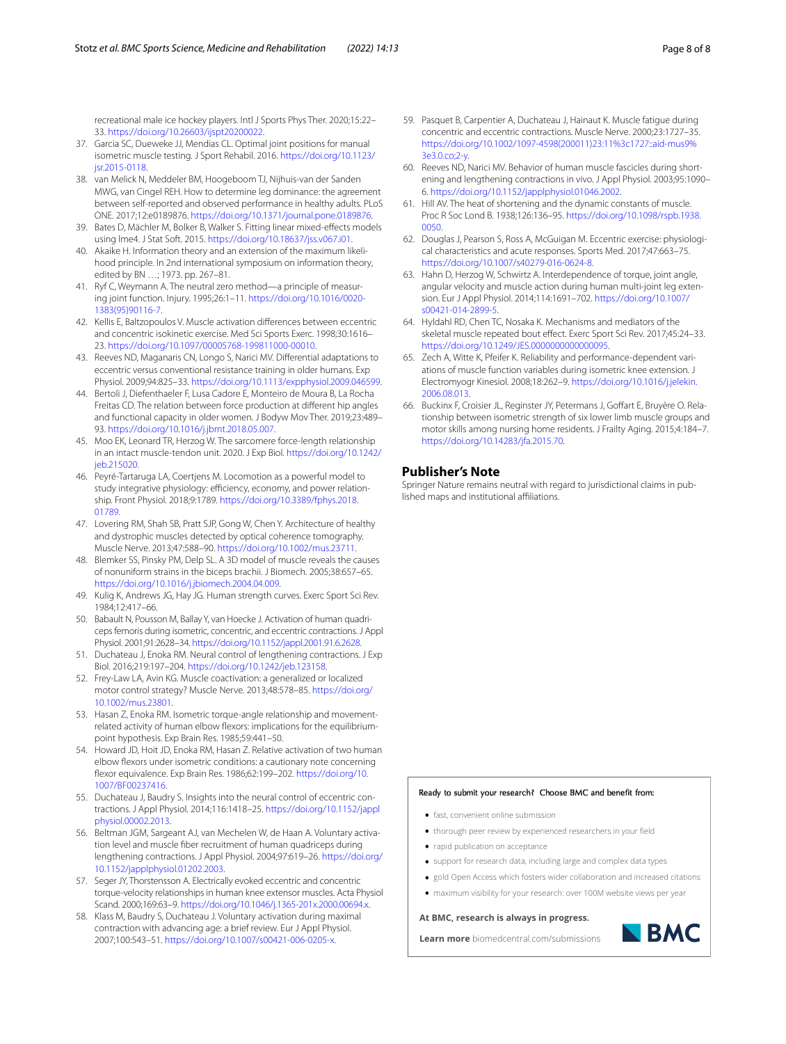recreational male ice hockey players. Intl J Sports Phys Ther. 2020;15:22–33. https://doi.org/10.26603/ijspt20200022.

37. Garcia SC, Dueweke JJ, Mendias CL. Optimal joint positions for manual isometric muscle testing. J Sport Rehabil. 2016. https://doi.org/10.1123/jsr.2015-0118.
38. van Melick N, Meddeler BM, Hoogeboom TJ, Nijhuis-van der Sanden MWG, van Cingel REH. How to determine leg dominance: the agreement between self-reported and observed performance in healthy adults. PLoS ONE. 2017;12:e0189876. https://doi.org/10.1371/journal.pone.0189876.
39. Bates D, Mächler M, Bolker B, Walker S. Fitting linear mixed-effects models using lme4. J Stat Soft. 2015. https://doi.org/10.18637/jss.v067.i01.
40. Akaike H. Information theory and an extension of the maximum likelihood principle. In 2nd international symposium on information theory, edited by BN …; 1973. pp. 267–81.
41. Ryf C, Weymann A. The neutral zero method—a principle of measuring joint function. Injury. 1995;26:1–11. https://doi.org/10.1016/0020-1383(95)90116-7.
42. Kellis E, Baltzopoulos V. Muscle activation differences between eccentric and concentric isokinetic exercise. Med Sci Sports Exerc. 1998;30:1616–23. https://doi.org/10.1097/00005768-199811000-00010.
43. Reeves ND, Maganaris CN, Longo S, Narici MV. Differential adaptations to eccentric versus conventional resistance training in older humans. Exp Physiol. 2009;94:825–33. https://doi.org/10.1113/expphysiol.2009.046599.
44. Bertoli J, Diefenthaeler F, Lusa Cadore E, Monteiro de Moura B, La Rocha Freitas CD. The relation between force production at different hip angles and functional capacity in older women. J Bodyw Mov Ther. 2019;23:489–93. https://doi.org/10.1016/j.jbmt.2018.05.007.
45. Moo EK, Leonard TR, Herzog W. The sarcomere force-length relationship in an intact muscle-tendon unit. 2020. J Exp Biol. https://doi.org/10.1242/jeb.215020.
46. Peyré-Tartaruga LA, Coertjens M. Locomotion as a powerful model to study integrative physiology: efficiency, economy, and power relationship. Front Physiol. 2018;9:1789. https://doi.org/10.3389/fphys.2018.01789.
47. Lovering RM, Shah SB, Pratt SJP, Gong W, Chen Y. Architecture of healthy and dystrophic muscles detected by optical coherence tomography. Muscle Nerve. 2013;47:588–90. https://doi.org/10.1002/mus.23711.
48. Blemker SS, Pinsky PM, Delp SL. A 3D model of muscle reveals the causes of nonuniform strains in the biceps brachii. J Biomech. 2005;38:657–65. https://doi.org/10.1016/j.jbiomech.2004.04.009.
49. Kulig K, Andrews JG, Hay JG. Human strength curves. Exerc Sport Sci Rev. 1984;12:417–66.
50. Babault N, Pousson M, Ballay Y, van Hoecke J. Activation of human quadriceps femoris during isometric, concentric, and eccentric contractions. J Appl Physiol. 2001;91:2628–34. https://doi.org/10.1152/jappl.2001.91.6.2628.
51. Duchateau J, Enoka RM. Neural control of lengthening contractions. J Exp Biol. 2016;219:197–204. https://doi.org/10.1242/jeb.123158.
52. Frey-Law LA, Avin KG. Muscle coactivation: a generalized or localized motor control strategy? Muscle Nerve. 2013;48:578–85. https://doi.org/10.1002/mus.23801.
53. Hasan Z, Enoka RM. Isometric torque-angle relationship and movement-related activity of human elbow flexors: implications for the equilibrium-point hypothesis. Exp Brain Res. 1985;59:441–50.
54. Howard JD, Hoit JD, Enoka RM, Hasan Z. Relative activation of two human elbow flexors under isometric conditions: a cautionary note concerning flexor equivalence. Exp Brain Res. 1986;62:199–202. https://doi.org/10.1007/BF00237416.
55. Duchateau J, Baudry S. Insights into the neural control of eccentric contractions. J Appl Physiol. 2014;116:1418–25. https://doi.org/10.1152/japplphysiol.00002.2013.
56. Beltman JGM, Sargeant AJ, van Mechelen W, de Haan A. Voluntary activation level and muscle fiber recruitment of human quadriceps during lengthening contractions. J Appl Physiol. 2004;97:619–26. https://doi.org/10.1152/japplphysiol.01202.2003.
57. Seger JY, Thorstensson A. Electrically evoked eccentric and concentric torque-velocity relationships in human knee extensor muscles. Acta Physiol Scand. 2000;169:63–9. https://doi.org/10.1046/j.1365-201x.2000.00694.x.
58. Klass M, Baudry S, Duchateau J. Voluntary activation during maximal contraction with advancing age: a brief review. Eur J Appl Physiol. 2007;100:543–51. https://doi.org/10.1007/s00421-006-0205-x.
59. Pasquet B, Carpentier A, Duchateau J, Hainaut K. Muscle fatigue during concentric and eccentric contractions. Muscle Nerve. 2000;23:1727–35. https://doi.org/10.1002/1097-4598(200011)23:11%3c1727::aid-mus9%3e3.0.co;2-y.
60. Reeves ND, Narici MV. Behavior of human muscle fascicles during shortening and lengthening contractions in vivo. J Appl Physiol. 2003;95:1090–6. https://doi.org/10.1152/japplphysiol.01046.2002.
61. Hill AV. The heat of shortening and the dynamic constants of muscle. Proc R Soc Lond B. 1938;126:136–95. https://doi.org/10.1098/rspb.1938.0050.
62. Douglas J, Pearson S, Ross A, McGuigan M. Eccentric exercise: physiological characteristics and acute responses. Sports Med. 2017;47:663–75. https://doi.org/10.1007/s40279-016-0624-8.
63. Hahn D, Herzog W, Schwirtz A. Interdependence of torque, joint angle, angular velocity and muscle action during human multi-joint leg extension. Eur J Appl Physiol. 2014;114:1691–702. https://doi.org/10.1007/s00421-014-2899-5.
64. Hyldahl RD, Chen TC, Nosaka K. Mechanisms and mediators of the skeletal muscle repeated bout effect. Exerc Sport Sci Rev. 2017;45:24–33. https://doi.org/10.1249/JES.0000000000000095.
65. Zech A, Witte K, Pfeifer K. Reliability and performance-dependent variations of muscle function variables during isometric knee extension. J Electromyogr Kinesiol. 2008;18:262–9. https://doi.org/10.1016/j.jelekin.2006.08.013.
66. Buckinx F, Croisier JL, Reginster JY, Petermans J, Goffart E, Bruyère O. Relationship between isometric strength of six lower limb muscle groups and motor skills among nursing home residents. J Frailty Aging. 2015;4:184–7. https://doi.org/10.14283/jfa.2015.70.

## Publisher's Note

Springer Nature remains neutral with regard to jurisdictional claims in published maps and institutional affiliations.

Ready to submit your research? Choose BMC and benefit from:

- fast, convenient online submission
- thorough peer review by experienced researchers in your field
- rapid publication on acceptance
- support for research data, including large and complex data types
- gold Open Access which fosters wider collaboration and increased citations
- maximum visibility for your research: over 100M website views per year

**At BMC, research is always in progress.**

**Learn more** biomedcentral.com/submissions

BMC